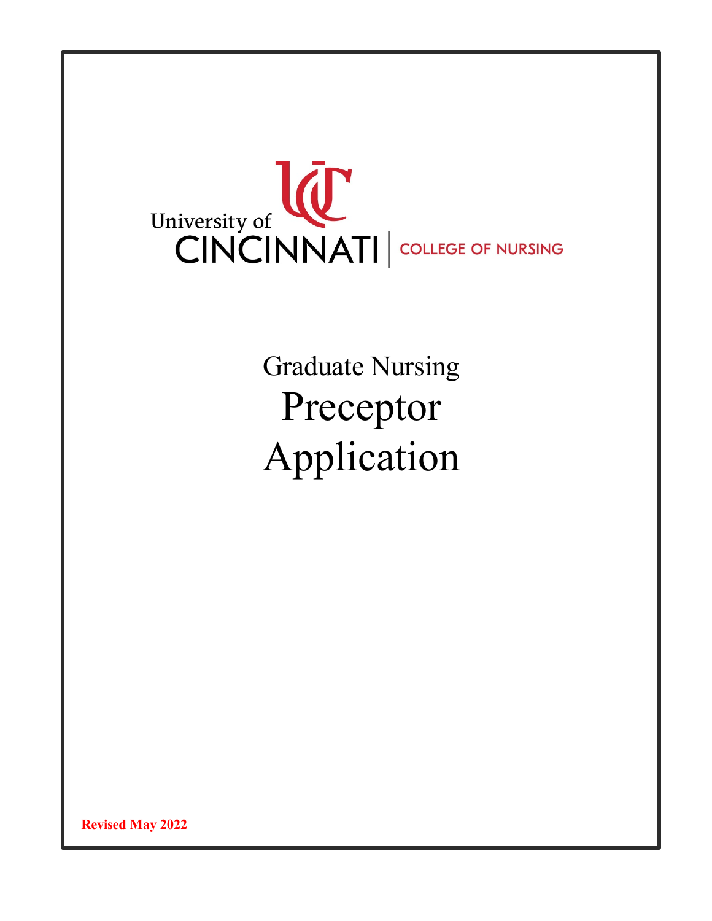University of CINCINNATI | COLLEGE OF NURSING

# Graduate Nursing Preceptor Application

**Revised May 2022**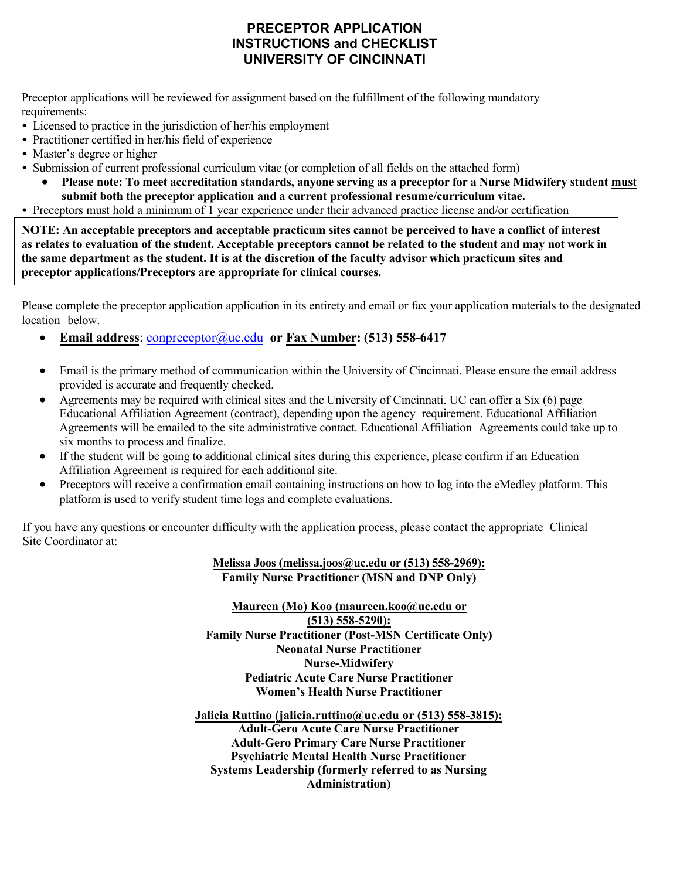# PRECEPTOR APPLICATION INSTRUCTIONS and CHECKLIST UNIVERSITY OF CINCINNATI

Preceptor applications will be reviewed for assignment based on the fulfillment of the following mandatory requirements:

- Licensed to practice in the jurisdiction of her/his employment
- Practitioner certified in her/his field of experience
- Master's degree or higher
- Submission of current professional curriculum vitae (or completion of all fields on the attached form)
  - **Please note: To meet accreditation standards, anyone serving as a preceptor for a Nurse Midwifery student <u>must</u> submit both the preceptor application and a current professional resume/curriculum vitae.**
- Preceptors must hold a minimum of 1 year experience under their advanced practice license and/or certification

**NOTE: An acceptable preceptors and acceptable practicum sites cannot be perceived to have a conflict of interest as relates to evaluation of the student. Acceptable preceptors cannot be related to the student and may not work in the same department as the student. It is at the discretion of the faculty advisor which practicum sites and preceptor applications/Preceptors are appropriate for clinical courses.**

Please complete the preceptor application application in its entirety and email <u>or</u> fax your application materials to the designated location below.

- **<u>Email address</u>**: conpreceptor@uc.edu **or <u>Fax Number</u>: (513) 558-6417**

- Email is the primary method of communication within the University of Cincinnati. Please ensure the email address provided is accurate and frequently checked.
- Agreements may be required with clinical sites and the University of Cincinnati. UC can offer a Six (6) page Educational Affiliation Agreement (contract), depending upon the agency requirement. Educational Affiliation Agreements will be emailed to the site administrative contact. Educational Affiliation Agreements could take up to six months to process and finalize.
- If the student will be going to additional clinical sites during this experience, please confirm if an Education Affiliation Agreement is required for each additional site.
- Preceptors will receive a confirmation email containing instructions on how to log into the eMedley platform. This platform is used to verify student time logs and complete evaluations.

If you have any questions or encounter difficulty with the application process, please contact the appropriate Clinical Site Coordinator at:

**<u>Melissa Joos (melissa.joos@uc.edu or (513) 558-2969):</u>**
**Family Nurse Practitioner (MSN and DNP Only)**

**<u>Maureen (Mo) Koo (maureen.koo@uc.edu or (513) 558-5290):</u>**
**Family Nurse Practitioner (Post-MSN Certificate Only)**
**Neonatal Nurse Practitioner**
**Nurse-Midwifery**
**Pediatric Acute Care Nurse Practitioner**
**Women's Health Nurse Practitioner**

**<u>Jalicia Ruttino (jalicia.ruttino@uc.edu or (513) 558-3815):</u>**
**Adult-Gero Acute Care Nurse Practitioner**
**Adult-Gero Primary Care Nurse Practitioner**
**Psychiatric Mental Health Nurse Practitioner**
**Systems Leadership (formerly referred to as Nursing Administration)**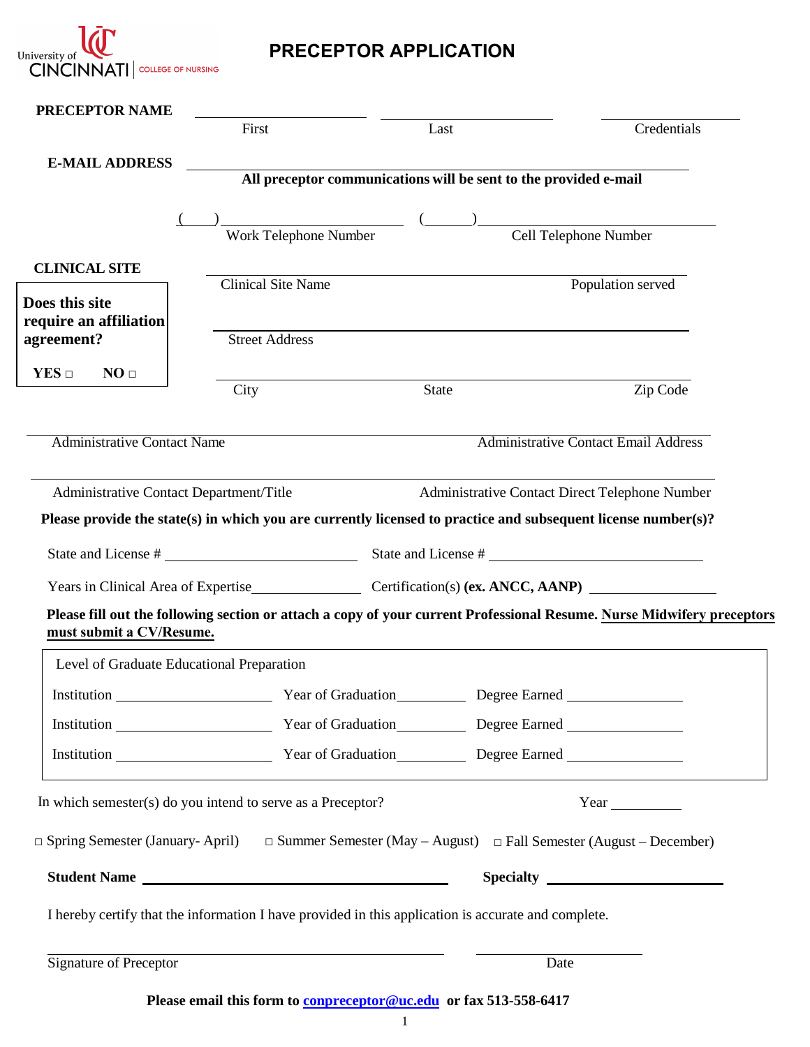University of CINCINNATI | COLLEGE OF NURSING

# PRECEPTOR APPLICATION

**PRECEPTOR NAME** ____________________ ____________________ ____________________

First Last Credentials

**E-MAIL ADDRESS** ________________________________________

**All preceptor communications will be sent to the provided e-mail**

( ) ____________________ ( ) ____________________

Work Telephone Number Cell Telephone Number

**CLINICAL SITE** ________________________________________

Clinical Site Name Population served

**Does this site require an affiliation agreement?**

**YES** □ **NO** □

________________________________________

Street Address

________________________________________

City State Zip Code

________________________________________

Administrative Contact Name Administrative Contact Email Address

________________________________________

Administrative Contact Department/Title Administrative Contact Direct Telephone Number

**Please provide the state(s) in which you are currently licensed to practice and subsequent license number(s)?**

State and License # ____________________ State and License # ____________________

Years in Clinical Area of Expertise ____________ Certification(s) **(ex. ANCC, AANP)** ____________

**Please fill out the following section or attach a copy of your current Professional Resume. <u>Nurse Midwifery preceptors must submit a CV/Resume.</u>**

Level of Graduate Educational Preparation

Institution ____________________ Year of Graduation __________ Degree Earned ______________

Institution ____________________ Year of Graduation __________ Degree Earned ______________

Institution ____________________ Year of Graduation __________ Degree Earned ______________

In which semester(s) do you intend to serve as a Preceptor? Year __________

□ Spring Semester (January- April) □ Summer Semester (May – August) □ Fall Semester (August – December)

**Student Name** ______________________________ **Specialty** ____________________

I hereby certify that the information I have provided in this application is accurate and complete.

______________________________ ______________

Signature of Preceptor Date

**Please email this form to conpreceptor@uc.edu or fax 513-558-6417**